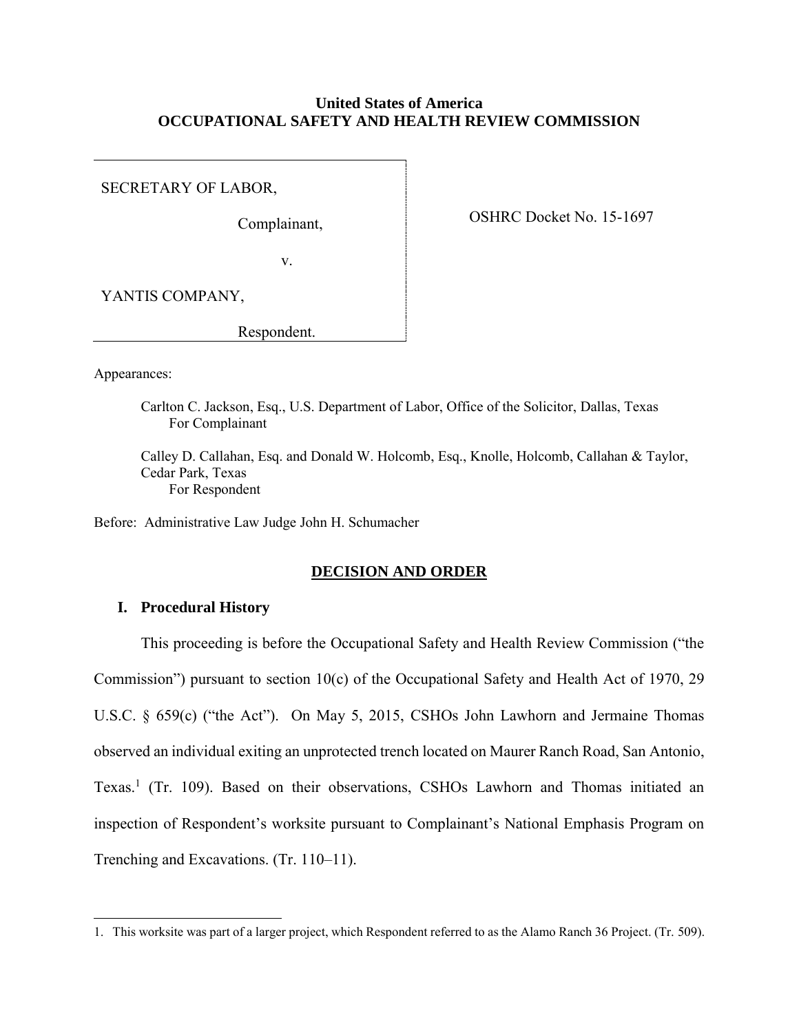**United States of America**
**OCCUPATIONAL SAFETY AND HEALTH REVIEW COMMISSION**

SECRETARY OF LABOR,

Complainant,

v.

YANTIS COMPANY,

Respondent.

OSHRC Docket No. 15-1697

Appearances:

Carlton C. Jackson, Esq., U.S. Department of Labor, Office of the Solicitor, Dallas, Texas
For Complainant

Calley D. Callahan, Esq. and Donald W. Holcomb, Esq., Knolle, Holcomb, Callahan & Taylor, Cedar Park, Texas
For Respondent

Before: Administrative Law Judge John H. Schumacher

## DECISION AND ORDER

### I. Procedural History

This proceeding is before the Occupational Safety and Health Review Commission ("the Commission") pursuant to section 10(c) of the Occupational Safety and Health Act of 1970, 29 U.S.C. § 659(c) ("the Act"). On May 5, 2015, CSHOs John Lawhorn and Jermaine Thomas observed an individual exiting an unprotected trench located on Maurer Ranch Road, San Antonio, Texas.[1] (Tr. 109). Based on their observations, CSHOs Lawhorn and Thomas initiated an inspection of Respondent's worksite pursuant to Complainant's National Emphasis Program on Trenching and Excavations. (Tr. 110–11).

1. This worksite was part of a larger project, which Respondent referred to as the Alamo Ranch 36 Project. (Tr. 509).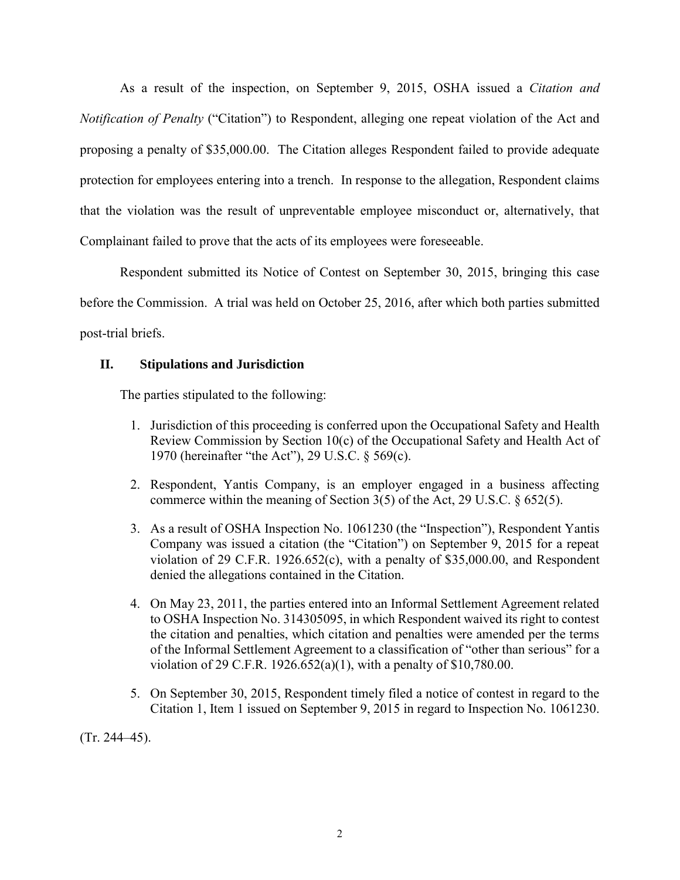As a result of the inspection, on September 9, 2015, OSHA issued a *Citation and Notification of Penalty* ("Citation") to Respondent, alleging one repeat violation of the Act and proposing a penalty of $35,000.00. The Citation alleges Respondent failed to provide adequate protection for employees entering into a trench. In response to the allegation, Respondent claims that the violation was the result of unpreventable employee misconduct or, alternatively, that Complainant failed to prove that the acts of its employees were foreseeable.

Respondent submitted its Notice of Contest on September 30, 2015, bringing this case before the Commission. A trial was held on October 25, 2016, after which both parties submitted post-trial briefs.

## II. Stipulations and Jurisdiction

The parties stipulated to the following:

1. Jurisdiction of this proceeding is conferred upon the Occupational Safety and Health Review Commission by Section 10(c) of the Occupational Safety and Health Act of 1970 (hereinafter "the Act"), 29 U.S.C. § 569(c).
2. Respondent, Yantis Company, is an employer engaged in a business affecting commerce within the meaning of Section 3(5) of the Act, 29 U.S.C. § 652(5).
3. As a result of OSHA Inspection No. 1061230 (the "Inspection"), Respondent Yantis Company was issued a citation (the "Citation") on September 9, 2015 for a repeat violation of 29 C.F.R. 1926.652(c), with a penalty of $35,000.00, and Respondent denied the allegations contained in the Citation.
4. On May 23, 2011, the parties entered into an Informal Settlement Agreement related to OSHA Inspection No. 314305095, in which Respondent waived its right to contest the citation and penalties, which citation and penalties were amended per the terms of the Informal Settlement Agreement to a classification of "other than serious" for a violation of 29 C.F.R. 1926.652(a)(1), with a penalty of $10,780.00.
5. On September 30, 2015, Respondent timely filed a notice of contest in regard to the Citation 1, Item 1 issued on September 9, 2015 in regard to Inspection No. 1061230.

(Tr. 244–45).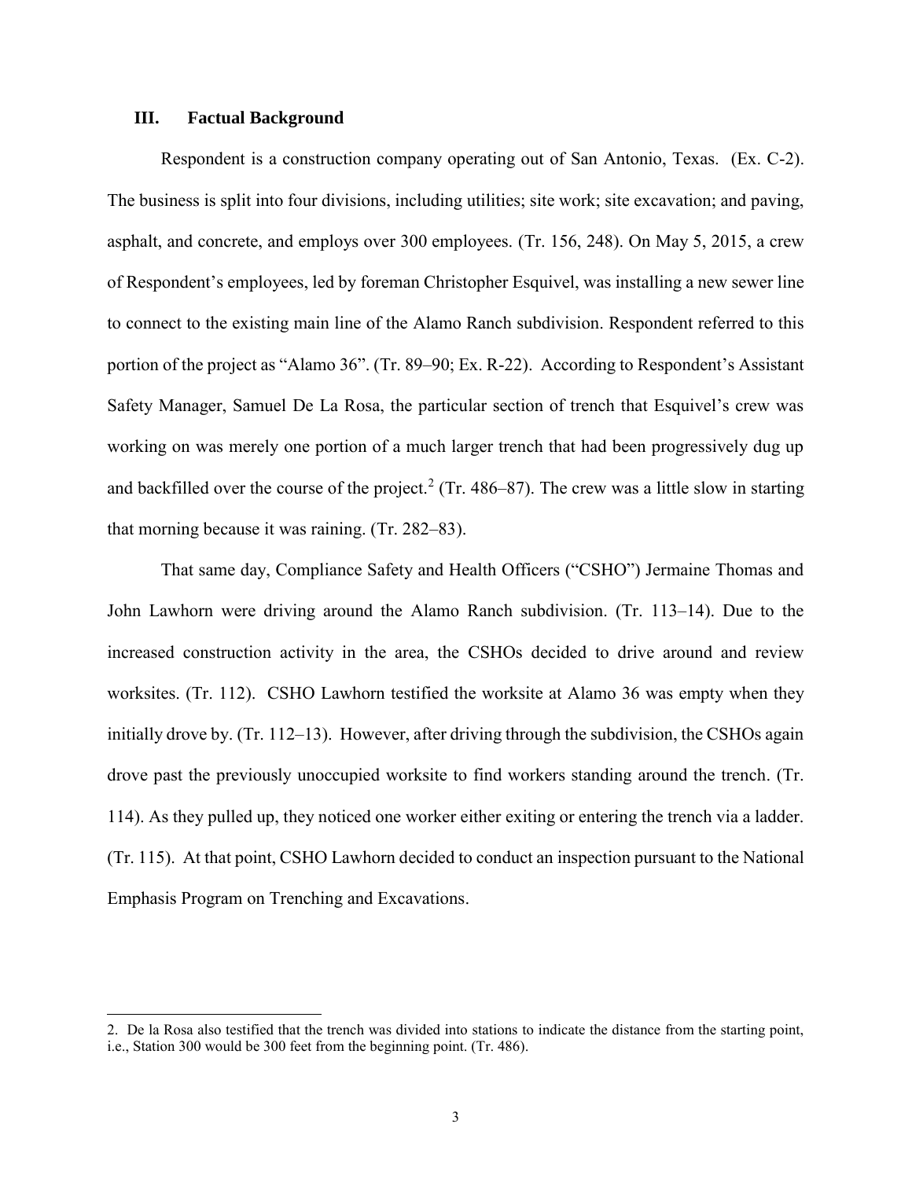## III. Factual Background

Respondent is a construction company operating out of San Antonio, Texas. (Ex. C-2). The business is split into four divisions, including utilities; site work; site excavation; and paving, asphalt, and concrete, and employs over 300 employees. (Tr. 156, 248). On May 5, 2015, a crew of Respondent's employees, led by foreman Christopher Esquivel, was installing a new sewer line to connect to the existing main line of the Alamo Ranch subdivision. Respondent referred to this portion of the project as "Alamo 36". (Tr. 89–90; Ex. R-22). According to Respondent's Assistant Safety Manager, Samuel De La Rosa, the particular section of trench that Esquivel's crew was working on was merely one portion of a much larger trench that had been progressively dug up and backfilled over the course of the project.[2] (Tr. 486–87). The crew was a little slow in starting that morning because it was raining. (Tr. 282–83).

That same day, Compliance Safety and Health Officers ("CSHO") Jermaine Thomas and John Lawhorn were driving around the Alamo Ranch subdivision. (Tr. 113–14). Due to the increased construction activity in the area, the CSHOs decided to drive around and review worksites. (Tr. 112). CSHO Lawhorn testified the worksite at Alamo 36 was empty when they initially drove by. (Tr. 112–13). However, after driving through the subdivision, the CSHOs again drove past the previously unoccupied worksite to find workers standing around the trench. (Tr. 114). As they pulled up, they noticed one worker either exiting or entering the trench via a ladder. (Tr. 115). At that point, CSHO Lawhorn decided to conduct an inspection pursuant to the National Emphasis Program on Trenching and Excavations.

---

2. De la Rosa also testified that the trench was divided into stations to indicate the distance from the starting point, i.e., Station 300 would be 300 feet from the beginning point. (Tr. 486).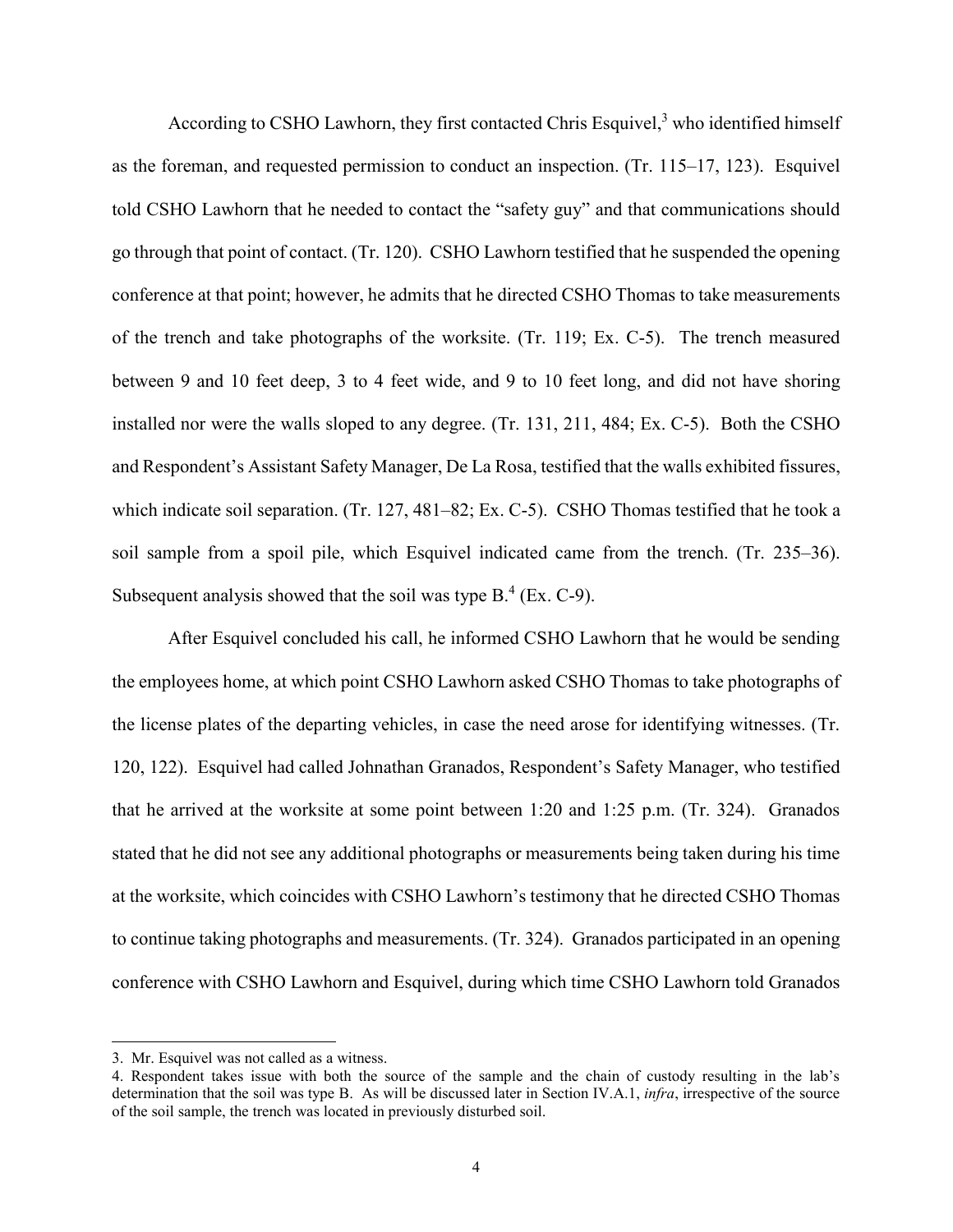According to CSHO Lawhorn, they first contacted Chris Esquivel,[3] who identified himself as the foreman, and requested permission to conduct an inspection. (Tr. 115–17, 123). Esquivel told CSHO Lawhorn that he needed to contact the "safety guy" and that communications should go through that point of contact. (Tr. 120). CSHO Lawhorn testified that he suspended the opening conference at that point; however, he admits that he directed CSHO Thomas to take measurements of the trench and take photographs of the worksite. (Tr. 119; Ex. C-5). The trench measured between 9 and 10 feet deep, 3 to 4 feet wide, and 9 to 10 feet long, and did not have shoring installed nor were the walls sloped to any degree. (Tr. 131, 211, 484; Ex. C-5). Both the CSHO and Respondent's Assistant Safety Manager, De La Rosa, testified that the walls exhibited fissures, which indicate soil separation. (Tr. 127, 481–82; Ex. C-5). CSHO Thomas testified that he took a soil sample from a spoil pile, which Esquivel indicated came from the trench. (Tr. 235–36). Subsequent analysis showed that the soil was type B.[4] (Ex. C-9).

After Esquivel concluded his call, he informed CSHO Lawhorn that he would be sending the employees home, at which point CSHO Lawhorn asked CSHO Thomas to take photographs of the license plates of the departing vehicles, in case the need arose for identifying witnesses. (Tr. 120, 122). Esquivel had called Johnathan Granados, Respondent's Safety Manager, who testified that he arrived at the worksite at some point between 1:20 and 1:25 p.m. (Tr. 324). Granados stated that he did not see any additional photographs or measurements being taken during his time at the worksite, which coincides with CSHO Lawhorn's testimony that he directed CSHO Thomas to continue taking photographs and measurements. (Tr. 324). Granados participated in an opening conference with CSHO Lawhorn and Esquivel, during which time CSHO Lawhorn told Granados

---

3. Mr. Esquivel was not called as a witness.

4. Respondent takes issue with both the source of the sample and the chain of custody resulting in the lab's determination that the soil was type B. As will be discussed later in Section IV.A.1, *infra*, irrespective of the source of the soil sample, the trench was located in previously disturbed soil.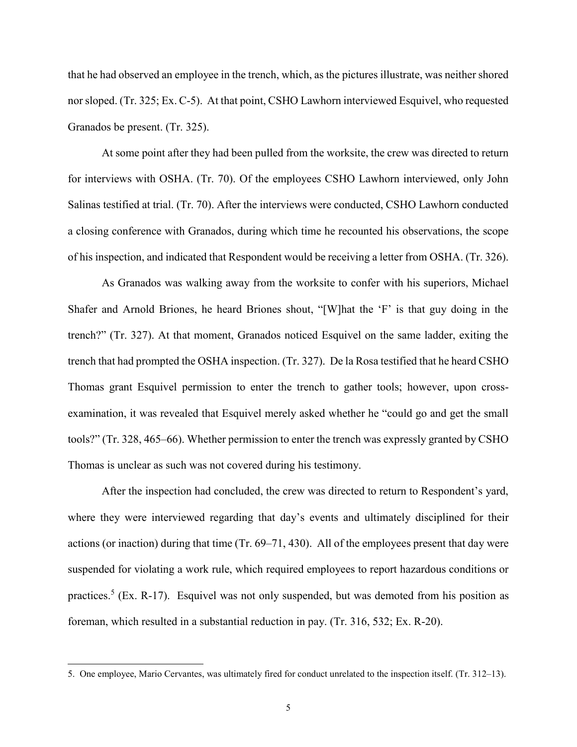that he had observed an employee in the trench, which, as the pictures illustrate, was neither shored nor sloped. (Tr. 325; Ex. C-5). At that point, CSHO Lawhorn interviewed Esquivel, who requested Granados be present. (Tr. 325).

At some point after they had been pulled from the worksite, the crew was directed to return for interviews with OSHA. (Tr. 70). Of the employees CSHO Lawhorn interviewed, only John Salinas testified at trial. (Tr. 70). After the interviews were conducted, CSHO Lawhorn conducted a closing conference with Granados, during which time he recounted his observations, the scope of his inspection, and indicated that Respondent would be receiving a letter from OSHA. (Tr. 326).

As Granados was walking away from the worksite to confer with his superiors, Michael Shafer and Arnold Briones, he heard Briones shout, "[W]hat the 'F' is that guy doing in the trench?" (Tr. 327). At that moment, Granados noticed Esquivel on the same ladder, exiting the trench that had prompted the OSHA inspection. (Tr. 327). De la Rosa testified that he heard CSHO Thomas grant Esquivel permission to enter the trench to gather tools; however, upon cross-examination, it was revealed that Esquivel merely asked whether he "could go and get the small tools?" (Tr. 328, 465–66). Whether permission to enter the trench was expressly granted by CSHO Thomas is unclear as such was not covered during his testimony.

After the inspection had concluded, the crew was directed to return to Respondent's yard, where they were interviewed regarding that day's events and ultimately disciplined for their actions (or inaction) during that time (Tr. 69–71, 430). All of the employees present that day were suspended for violating a work rule, which required employees to report hazardous conditions or practices.[5] (Ex. R-17). Esquivel was not only suspended, but was demoted from his position as foreman, which resulted in a substantial reduction in pay. (Tr. 316, 532; Ex. R-20).

---

5. One employee, Mario Cervantes, was ultimately fired for conduct unrelated to the inspection itself. (Tr. 312–13).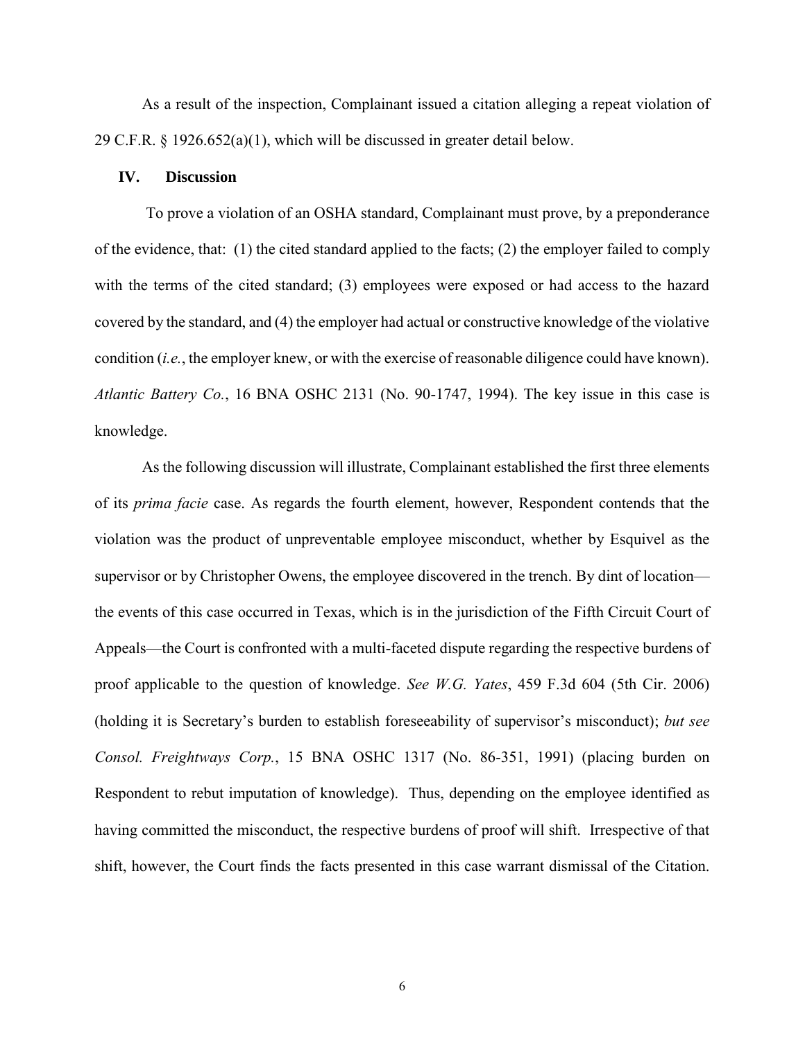As a result of the inspection, Complainant issued a citation alleging a repeat violation of 29 C.F.R. § 1926.652(a)(1), which will be discussed in greater detail below.

## IV. Discussion

To prove a violation of an OSHA standard, Complainant must prove, by a preponderance of the evidence, that: (1) the cited standard applied to the facts; (2) the employer failed to comply with the terms of the cited standard; (3) employees were exposed or had access to the hazard covered by the standard, and (4) the employer had actual or constructive knowledge of the violative condition (*i.e.*, the employer knew, or with the exercise of reasonable diligence could have known). *Atlantic Battery Co.*, 16 BNA OSHC 2131 (No. 90-1747, 1994). The key issue in this case is knowledge.

As the following discussion will illustrate, Complainant established the first three elements of its *prima facie* case. As regards the fourth element, however, Respondent contends that the violation was the product of unpreventable employee misconduct, whether by Esquivel as the supervisor or by Christopher Owens, the employee discovered in the trench. By dint of location—the events of this case occurred in Texas, which is in the jurisdiction of the Fifth Circuit Court of Appeals—the Court is confronted with a multi-faceted dispute regarding the respective burdens of proof applicable to the question of knowledge. *See W.G. Yates*, 459 F.3d 604 (5th Cir. 2006) (holding it is Secretary's burden to establish foreseeability of supervisor's misconduct); *but see Consol. Freightways Corp.*, 15 BNA OSHC 1317 (No. 86-351, 1991) (placing burden on Respondent to rebut imputation of knowledge). Thus, depending on the employee identified as having committed the misconduct, the respective burdens of proof will shift. Irrespective of that shift, however, the Court finds the facts presented in this case warrant dismissal of the Citation.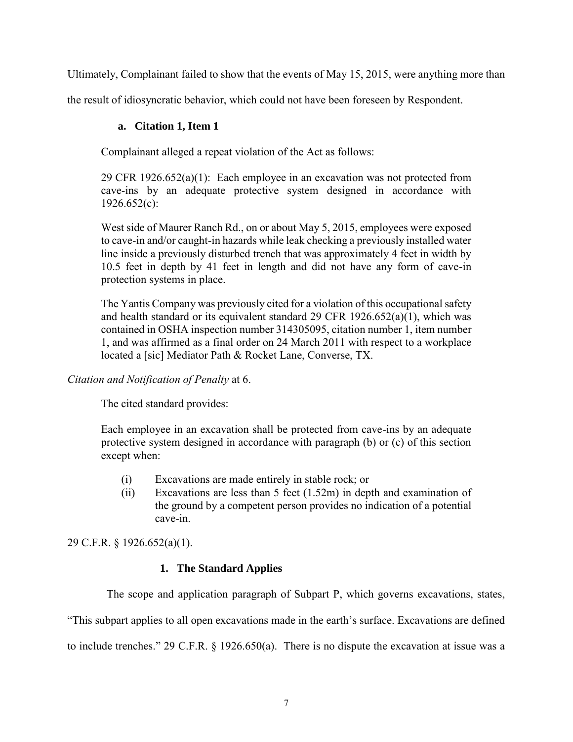Ultimately, Complainant failed to show that the events of May 15, 2015, were anything more than the result of idiosyncratic behavior, which could not have been foreseen by Respondent.

### a. Citation 1, Item 1

Complainant alleged a repeat violation of the Act as follows:

> 29 CFR 1926.652(a)(1): Each employee in an excavation was not protected from cave-ins by an adequate protective system designed in accordance with 1926.652(c):
>
> West side of Maurer Ranch Rd., on or about May 5, 2015, employees were exposed to cave-in and/or caught-in hazards while leak checking a previously installed water line inside a previously disturbed trench that was approximately 4 feet in width by 10.5 feet in depth by 41 feet in length and did not have any form of cave-in protection systems in place.
>
> The Yantis Company was previously cited for a violation of this occupational safety and health standard or its equivalent standard 29 CFR 1926.652(a)(1), which was contained in OSHA inspection number 314305095, citation number 1, item number 1, and was affirmed as a final order on 24 March 2011 with respect to a workplace located a [sic] Mediator Path & Rocket Lane, Converse, TX.

*Citation and Notification of Penalty* at 6.

The cited standard provides:

> Each employee in an excavation shall be protected from cave-ins by an adequate protective system designed in accordance with paragraph (b) or (c) of this section except when:
>
> (i) Excavations are made entirely in stable rock; or
>
> (ii) Excavations are less than 5 feet (1.52m) in depth and examination of the ground by a competent person provides no indication of a potential cave-in.

29 C.F.R. § 1926.652(a)(1).

#### 1. The Standard Applies

The scope and application paragraph of Subpart P, which governs excavations, states, "This subpart applies to all open excavations made in the earth's surface. Excavations are defined to include trenches." 29 C.F.R. § 1926.650(a). There is no dispute the excavation at issue was a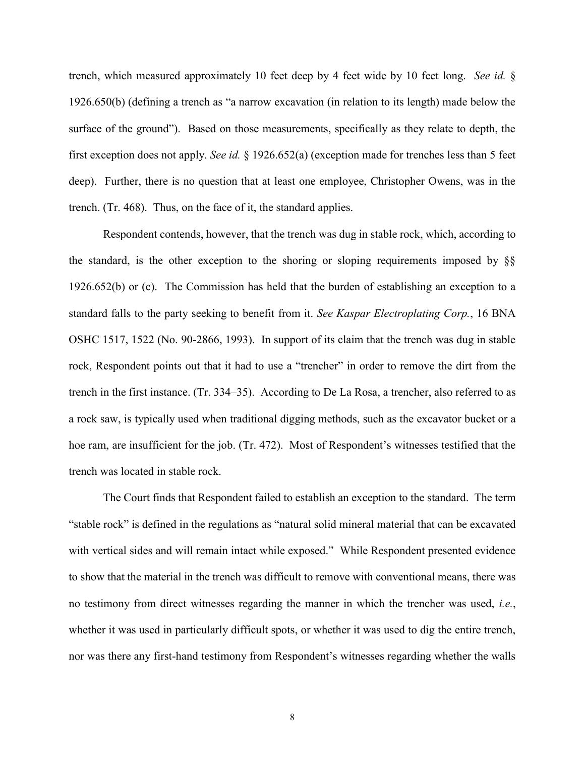trench, which measured approximately 10 feet deep by 4 feet wide by 10 feet long. *See id.* § 1926.650(b) (defining a trench as "a narrow excavation (in relation to its length) made below the surface of the ground"). Based on those measurements, specifically as they relate to depth, the first exception does not apply. *See id.* § 1926.652(a) (exception made for trenches less than 5 feet deep). Further, there is no question that at least one employee, Christopher Owens, was in the trench. (Tr. 468). Thus, on the face of it, the standard applies.

Respondent contends, however, that the trench was dug in stable rock, which, according to the standard, is the other exception to the shoring or sloping requirements imposed by §§ 1926.652(b) or (c). The Commission has held that the burden of establishing an exception to a standard falls to the party seeking to benefit from it. *See Kaspar Electroplating Corp.*, 16 BNA OSHC 1517, 1522 (No. 90-2866, 1993). In support of its claim that the trench was dug in stable rock, Respondent points out that it had to use a "trencher" in order to remove the dirt from the trench in the first instance. (Tr. 334–35). According to De La Rosa, a trencher, also referred to as a rock saw, is typically used when traditional digging methods, such as the excavator bucket or a hoe ram, are insufficient for the job. (Tr. 472). Most of Respondent's witnesses testified that the trench was located in stable rock.

The Court finds that Respondent failed to establish an exception to the standard. The term "stable rock" is defined in the regulations as "natural solid mineral material that can be excavated with vertical sides and will remain intact while exposed." While Respondent presented evidence to show that the material in the trench was difficult to remove with conventional means, there was no testimony from direct witnesses regarding the manner in which the trencher was used, *i.e.*, whether it was used in particularly difficult spots, or whether it was used to dig the entire trench, nor was there any first-hand testimony from Respondent's witnesses regarding whether the walls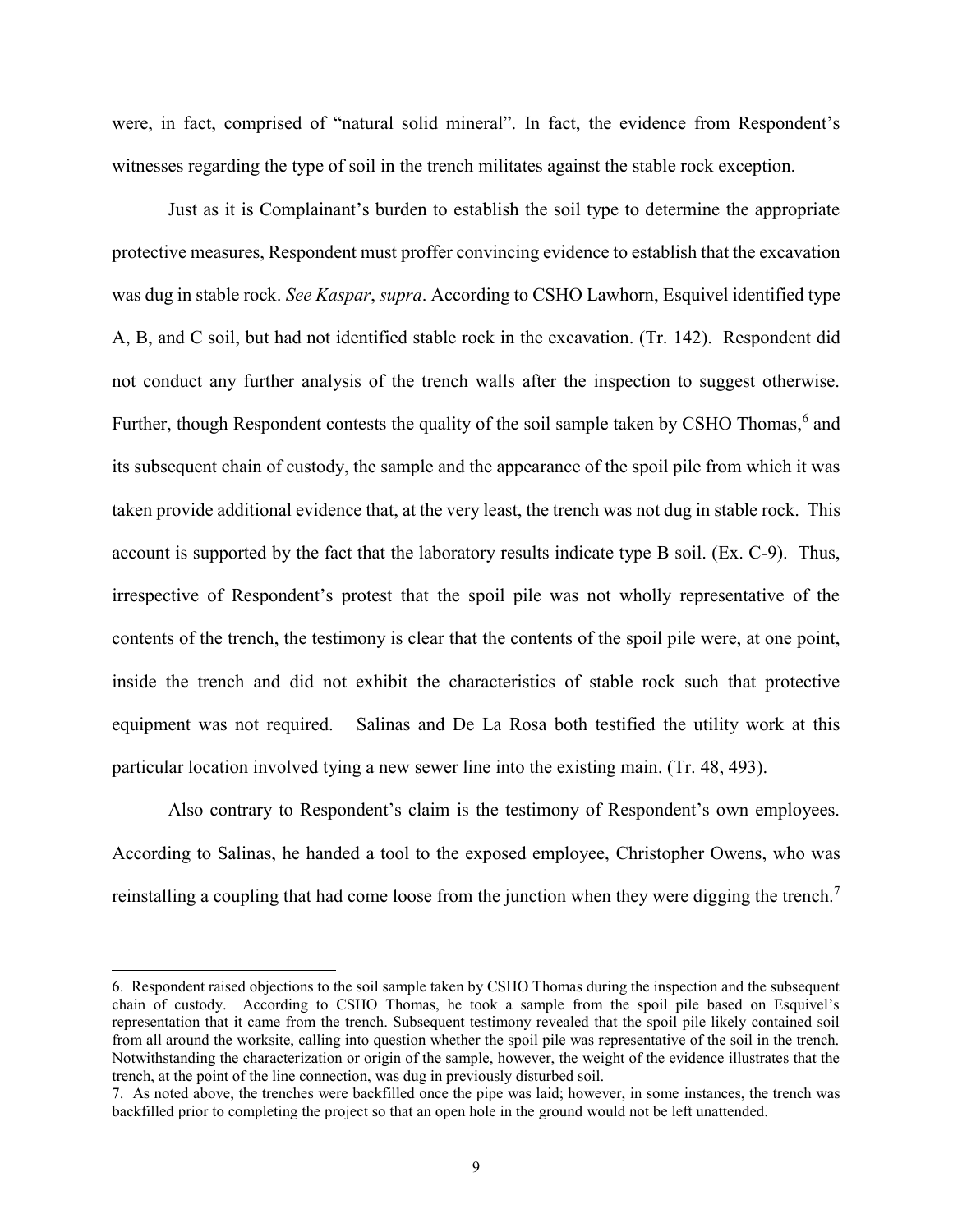were, in fact, comprised of "natural solid mineral". In fact, the evidence from Respondent's witnesses regarding the type of soil in the trench militates against the stable rock exception.

Just as it is Complainant's burden to establish the soil type to determine the appropriate protective measures, Respondent must proffer convincing evidence to establish that the excavation was dug in stable rock. *See Kaspar*, *supra*. According to CSHO Lawhorn, Esquivel identified type A, B, and C soil, but had not identified stable rock in the excavation. (Tr. 142). Respondent did not conduct any further analysis of the trench walls after the inspection to suggest otherwise. Further, though Respondent contests the quality of the soil sample taken by CSHO Thomas,[6] and its subsequent chain of custody, the sample and the appearance of the spoil pile from which it was taken provide additional evidence that, at the very least, the trench was not dug in stable rock. This account is supported by the fact that the laboratory results indicate type B soil. (Ex. C-9). Thus, irrespective of Respondent's protest that the spoil pile was not wholly representative of the contents of the trench, the testimony is clear that the contents of the spoil pile were, at one point, inside the trench and did not exhibit the characteristics of stable rock such that protective equipment was not required. Salinas and De La Rosa both testified the utility work at this particular location involved tying a new sewer line into the existing main. (Tr. 48, 493).

Also contrary to Respondent's claim is the testimony of Respondent's own employees. According to Salinas, he handed a tool to the exposed employee, Christopher Owens, who was reinstalling a coupling that had come loose from the junction when they were digging the trench.[7]

---

6. Respondent raised objections to the soil sample taken by CSHO Thomas during the inspection and the subsequent chain of custody. According to CSHO Thomas, he took a sample from the spoil pile based on Esquivel's representation that it came from the trench. Subsequent testimony revealed that the spoil pile likely contained soil from all around the worksite, calling into question whether the spoil pile was representative of the soil in the trench. Notwithstanding the characterization or origin of the sample, however, the weight of the evidence illustrates that the trench, at the point of the line connection, was dug in previously disturbed soil.

7. As noted above, the trenches were backfilled once the pipe was laid; however, in some instances, the trench was backfilled prior to completing the project so that an open hole in the ground would not be left unattended.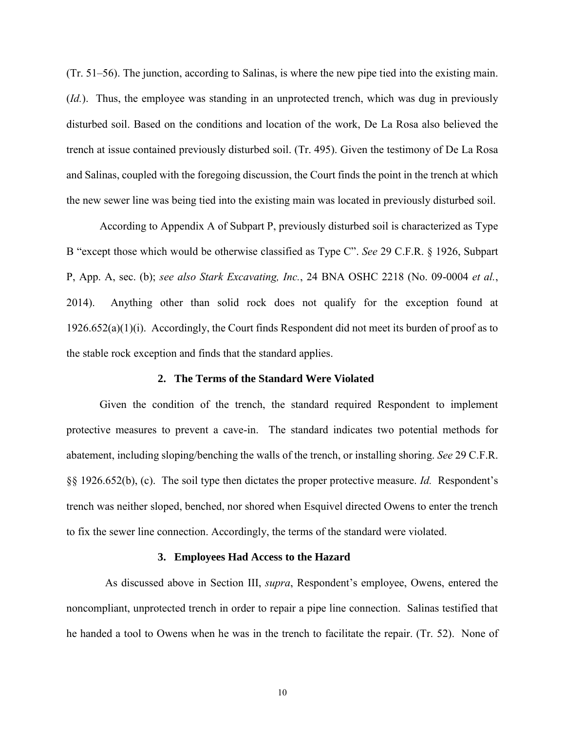(Tr. 51–56). The junction, according to Salinas, is where the new pipe tied into the existing main. (*Id.*). Thus, the employee was standing in an unprotected trench, which was dug in previously disturbed soil. Based on the conditions and location of the work, De La Rosa also believed the trench at issue contained previously disturbed soil. (Tr. 495). Given the testimony of De La Rosa and Salinas, coupled with the foregoing discussion, the Court finds the point in the trench at which the new sewer line was being tied into the existing main was located in previously disturbed soil.

According to Appendix A of Subpart P, previously disturbed soil is characterized as Type B "except those which would be otherwise classified as Type C". *See* 29 C.F.R. § 1926, Subpart P, App. A, sec. (b); *see also Stark Excavating, Inc.*, 24 BNA OSHC 2218 (No. 09-0004 *et al.*, 2014). Anything other than solid rock does not qualify for the exception found at 1926.652(a)(1)(i). Accordingly, the Court finds Respondent did not meet its burden of proof as to the stable rock exception and finds that the standard applies.

### 2. The Terms of the Standard Were Violated

Given the condition of the trench, the standard required Respondent to implement protective measures to prevent a cave-in. The standard indicates two potential methods for abatement, including sloping/benching the walls of the trench, or installing shoring. *See* 29 C.F.R. §§ 1926.652(b), (c). The soil type then dictates the proper protective measure. *Id.* Respondent's trench was neither sloped, benched, nor shored when Esquivel directed Owens to enter the trench to fix the sewer line connection. Accordingly, the terms of the standard were violated.

### 3. Employees Had Access to the Hazard

As discussed above in Section III, *supra*, Respondent's employee, Owens, entered the noncompliant, unprotected trench in order to repair a pipe line connection. Salinas testified that he handed a tool to Owens when he was in the trench to facilitate the repair. (Tr. 52). None of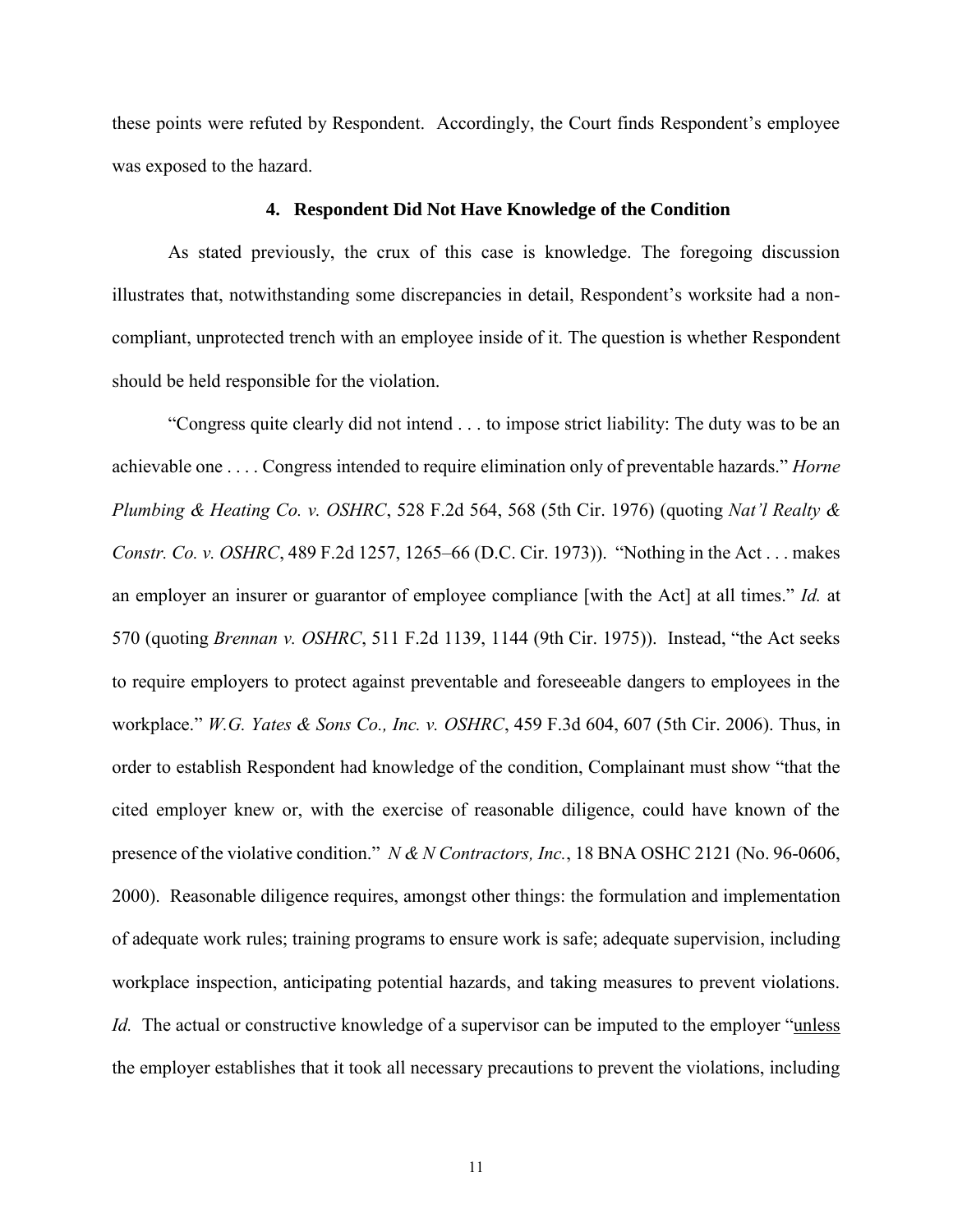these points were refuted by Respondent. Accordingly, the Court finds Respondent's employee was exposed to the hazard.

### 4. Respondent Did Not Have Knowledge of the Condition

As stated previously, the crux of this case is knowledge. The foregoing discussion illustrates that, notwithstanding some discrepancies in detail, Respondent's worksite had a non-compliant, unprotected trench with an employee inside of it. The question is whether Respondent should be held responsible for the violation.

"Congress quite clearly did not intend . . . to impose strict liability: The duty was to be an achievable one . . . . Congress intended to require elimination only of preventable hazards." *Horne Plumbing & Heating Co. v. OSHRC*, 528 F.2d 564, 568 (5th Cir. 1976) (quoting *Nat'l Realty & Constr. Co. v. OSHRC*, 489 F.2d 1257, 1265–66 (D.C. Cir. 1973)). "Nothing in the Act . . . makes an employer an insurer or guarantor of employee compliance [with the Act] at all times." *Id.* at 570 (quoting *Brennan v. OSHRC*, 511 F.2d 1139, 1144 (9th Cir. 1975)). Instead, "the Act seeks to require employers to protect against preventable and foreseeable dangers to employees in the workplace." *W.G. Yates & Sons Co., Inc. v. OSHRC*, 459 F.3d 604, 607 (5th Cir. 2006). Thus, in order to establish Respondent had knowledge of the condition, Complainant must show "that the cited employer knew or, with the exercise of reasonable diligence, could have known of the presence of the violative condition." *N & N Contractors, Inc.*, 18 BNA OSHC 2121 (No. 96-0606, 2000). Reasonable diligence requires, amongst other things: the formulation and implementation of adequate work rules; training programs to ensure work is safe; adequate supervision, including workplace inspection, anticipating potential hazards, and taking measures to prevent violations. *Id.* The actual or constructive knowledge of a supervisor can be imputed to the employer "unless the employer establishes that it took all necessary precautions to prevent the violations, including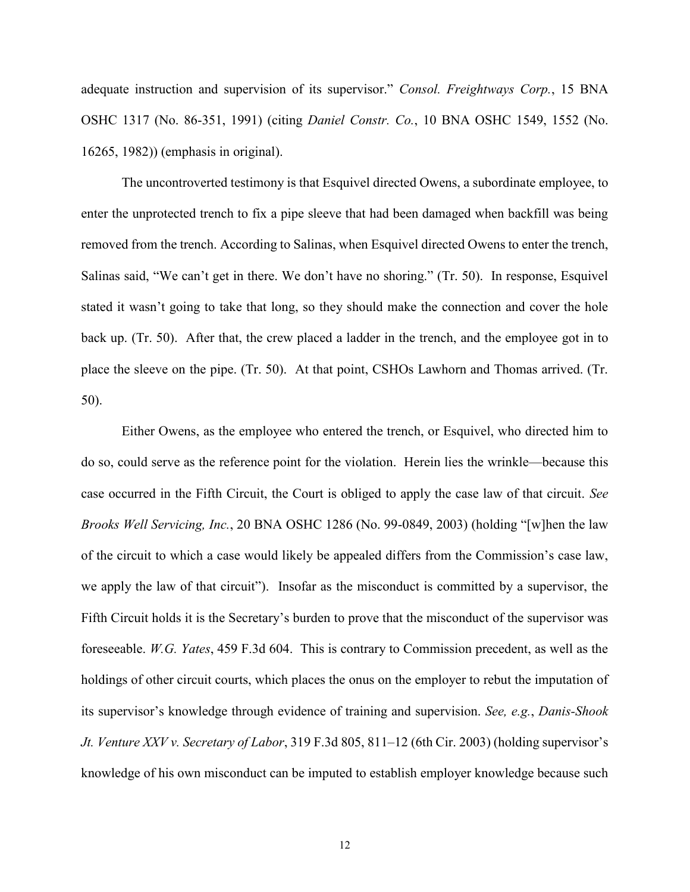adequate instruction and supervision of its supervisor." *Consol. Freightways Corp.*, 15 BNA OSHC 1317 (No. 86-351, 1991) (citing *Daniel Constr. Co.*, 10 BNA OSHC 1549, 1552 (No. 16265, 1982)) (emphasis in original).

The uncontroverted testimony is that Esquivel directed Owens, a subordinate employee, to enter the unprotected trench to fix a pipe sleeve that had been damaged when backfill was being removed from the trench. According to Salinas, when Esquivel directed Owens to enter the trench, Salinas said, "We can't get in there. We don't have no shoring." (Tr. 50). In response, Esquivel stated it wasn't going to take that long, so they should make the connection and cover the hole back up. (Tr. 50). After that, the crew placed a ladder in the trench, and the employee got in to place the sleeve on the pipe. (Tr. 50). At that point, CSHOs Lawhorn and Thomas arrived. (Tr. 50).

Either Owens, as the employee who entered the trench, or Esquivel, who directed him to do so, could serve as the reference point for the violation. Herein lies the wrinkle—because this case occurred in the Fifth Circuit, the Court is obliged to apply the case law of that circuit. *See Brooks Well Servicing, Inc.*, 20 BNA OSHC 1286 (No. 99-0849, 2003) (holding "[w]hen the law of the circuit to which a case would likely be appealed differs from the Commission's case law, we apply the law of that circuit"). Insofar as the misconduct is committed by a supervisor, the Fifth Circuit holds it is the Secretary's burden to prove that the misconduct of the supervisor was foreseeable. *W.G. Yates*, 459 F.3d 604. This is contrary to Commission precedent, as well as the holdings of other circuit courts, which places the onus on the employer to rebut the imputation of its supervisor's knowledge through evidence of training and supervision. *See, e.g.*, *Danis-Shook Jt. Venture XXV v. Secretary of Labor*, 319 F.3d 805, 811–12 (6th Cir. 2003) (holding supervisor's knowledge of his own misconduct can be imputed to establish employer knowledge because such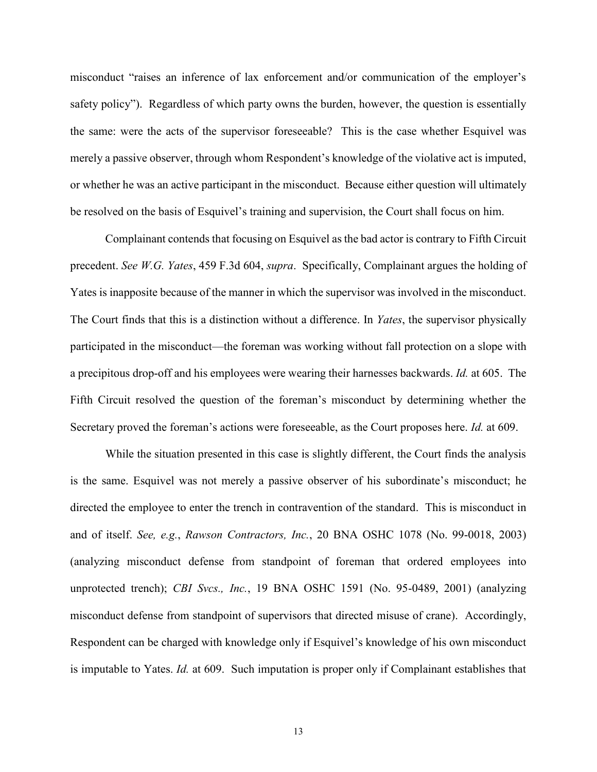misconduct "raises an inference of lax enforcement and/or communication of the employer's safety policy"). Regardless of which party owns the burden, however, the question is essentially the same: were the acts of the supervisor foreseeable? This is the case whether Esquivel was merely a passive observer, through whom Respondent's knowledge of the violative act is imputed, or whether he was an active participant in the misconduct. Because either question will ultimately be resolved on the basis of Esquivel's training and supervision, the Court shall focus on him.

Complainant contends that focusing on Esquivel as the bad actor is contrary to Fifth Circuit precedent. *See W.G. Yates*, 459 F.3d 604, *supra*. Specifically, Complainant argues the holding of Yates is inapposite because of the manner in which the supervisor was involved in the misconduct. The Court finds that this is a distinction without a difference. In *Yates*, the supervisor physically participated in the misconduct—the foreman was working without fall protection on a slope with a precipitous drop-off and his employees were wearing their harnesses backwards. *Id.* at 605. The Fifth Circuit resolved the question of the foreman's misconduct by determining whether the Secretary proved the foreman's actions were foreseeable, as the Court proposes here. *Id.* at 609.

While the situation presented in this case is slightly different, the Court finds the analysis is the same. Esquivel was not merely a passive observer of his subordinate's misconduct; he directed the employee to enter the trench in contravention of the standard. This is misconduct in and of itself. *See, e.g.*, *Rawson Contractors, Inc.*, 20 BNA OSHC 1078 (No. 99-0018, 2003) (analyzing misconduct defense from standpoint of foreman that ordered employees into unprotected trench); *CBI Svcs., Inc.*, 19 BNA OSHC 1591 (No. 95-0489, 2001) (analyzing misconduct defense from standpoint of supervisors that directed misuse of crane). Accordingly, Respondent can be charged with knowledge only if Esquivel's knowledge of his own misconduct is imputable to Yates. *Id.* at 609. Such imputation is proper only if Complainant establishes that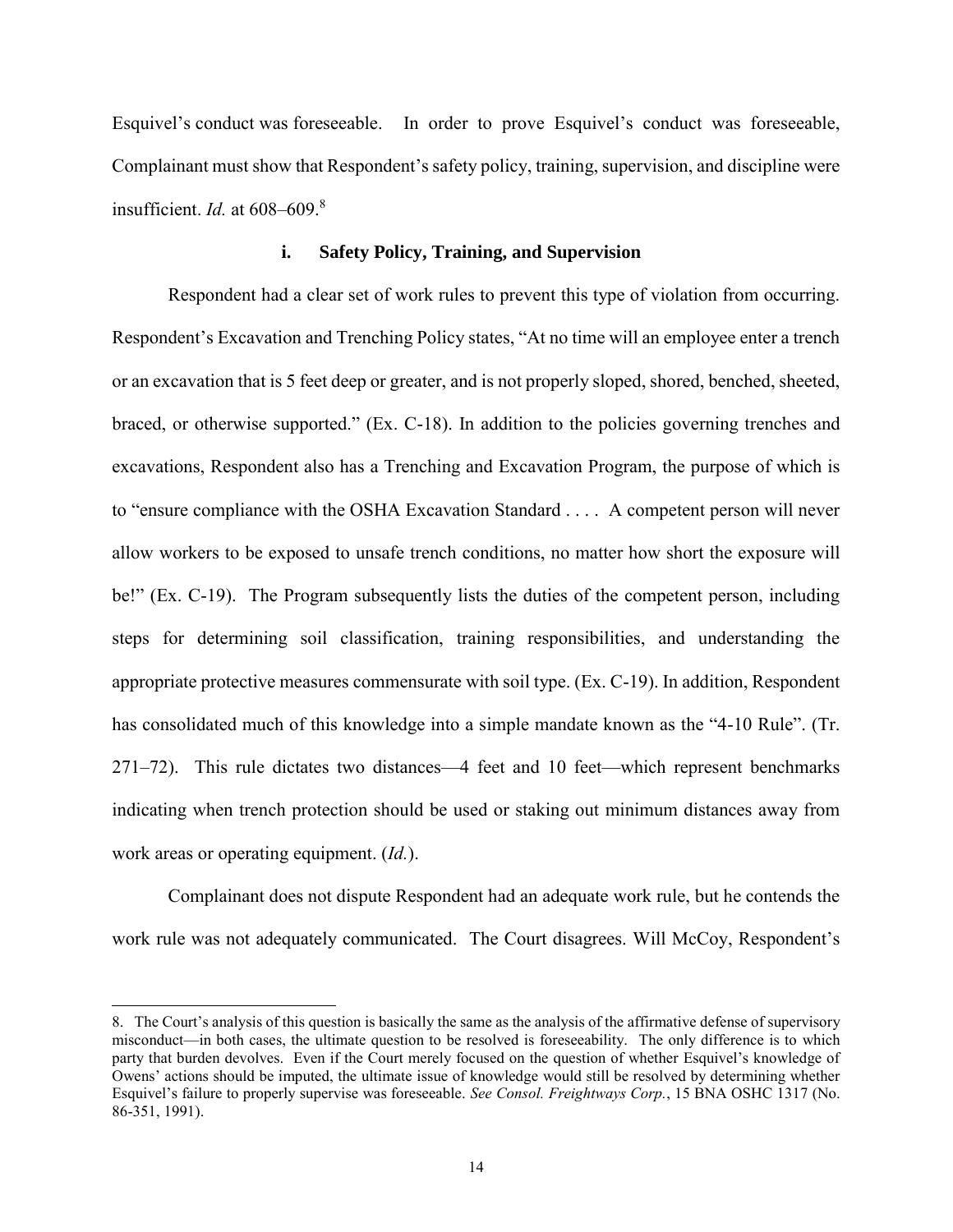Esquivel's conduct was foreseeable. In order to prove Esquivel's conduct was foreseeable, Complainant must show that Respondent's safety policy, training, supervision, and discipline were insufficient. *Id.* at 608–609.[8]

### i. Safety Policy, Training, and Supervision

Respondent had a clear set of work rules to prevent this type of violation from occurring. Respondent's Excavation and Trenching Policy states, "At no time will an employee enter a trench or an excavation that is 5 feet deep or greater, and is not properly sloped, shored, benched, sheeted, braced, or otherwise supported." (Ex. C-18). In addition to the policies governing trenches and excavations, Respondent also has a Trenching and Excavation Program, the purpose of which is to "ensure compliance with the OSHA Excavation Standard . . . . A competent person will never allow workers to be exposed to unsafe trench conditions, no matter how short the exposure will be!" (Ex. C-19). The Program subsequently lists the duties of the competent person, including steps for determining soil classification, training responsibilities, and understanding the appropriate protective measures commensurate with soil type. (Ex. C-19). In addition, Respondent has consolidated much of this knowledge into a simple mandate known as the "4-10 Rule". (Tr. 271–72). This rule dictates two distances—4 feet and 10 feet—which represent benchmarks indicating when trench protection should be used or staking out minimum distances away from work areas or operating equipment. (*Id.*).

Complainant does not dispute Respondent had an adequate work rule, but he contends the work rule was not adequately communicated. The Court disagrees. Will McCoy, Respondent's

---

8. The Court's analysis of this question is basically the same as the analysis of the affirmative defense of supervisory misconduct—in both cases, the ultimate question to be resolved is foreseeability. The only difference is to which party that burden devolves. Even if the Court merely focused on the question of whether Esquivel's knowledge of Owens' actions should be imputed, the ultimate issue of knowledge would still be resolved by determining whether Esquivel's failure to properly supervise was foreseeable. *See Consol. Freightways Corp.*, 15 BNA OSHC 1317 (No. 86-351, 1991).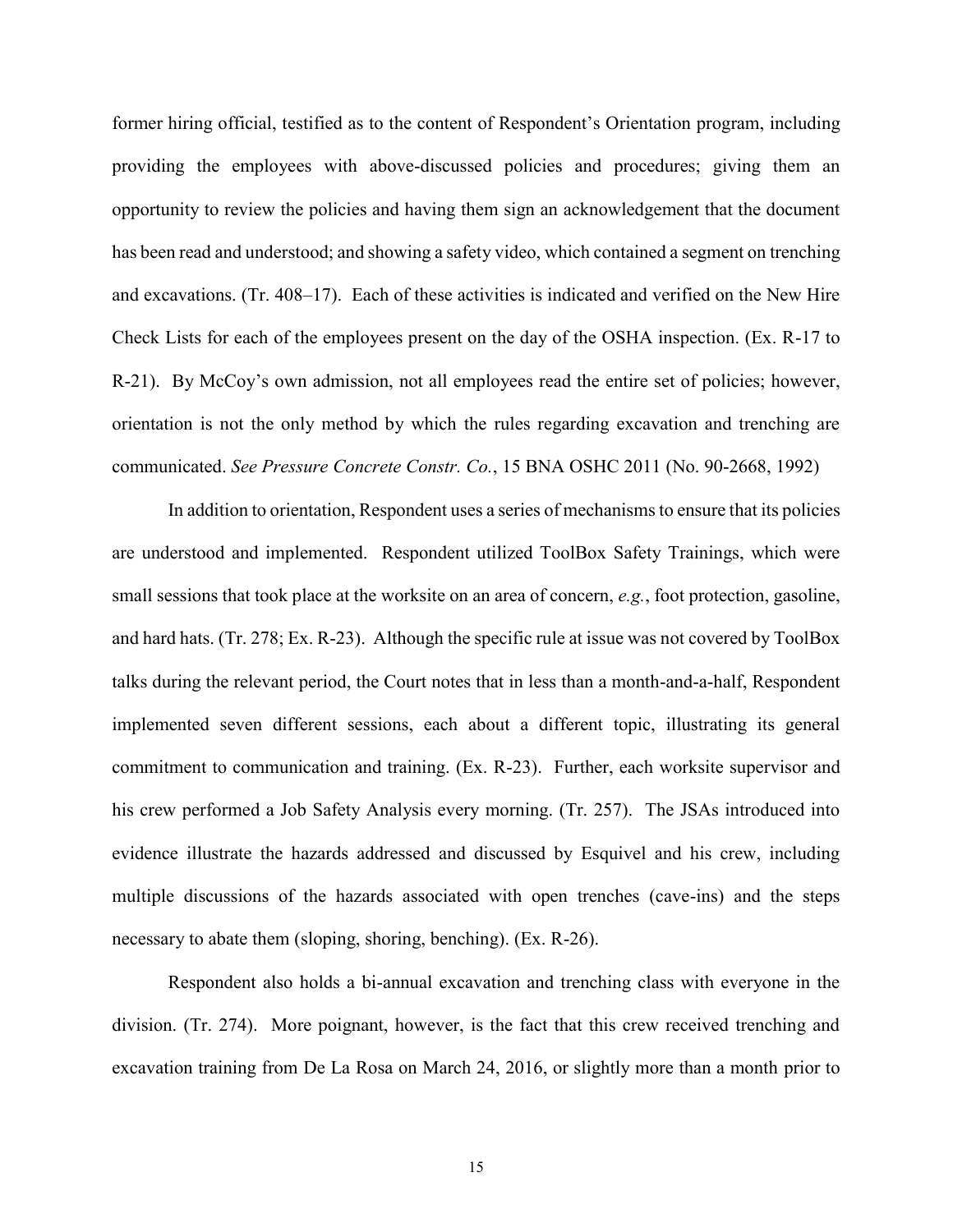former hiring official, testified as to the content of Respondent's Orientation program, including providing the employees with above-discussed policies and procedures; giving them an opportunity to review the policies and having them sign an acknowledgement that the document has been read and understood; and showing a safety video, which contained a segment on trenching and excavations. (Tr. 408–17). Each of these activities is indicated and verified on the New Hire Check Lists for each of the employees present on the day of the OSHA inspection. (Ex. R-17 to R-21). By McCoy's own admission, not all employees read the entire set of policies; however, orientation is not the only method by which the rules regarding excavation and trenching are communicated. *See Pressure Concrete Constr. Co.*, 15 BNA OSHC 2011 (No. 90-2668, 1992)

In addition to orientation, Respondent uses a series of mechanisms to ensure that its policies are understood and implemented. Respondent utilized ToolBox Safety Trainings, which were small sessions that took place at the worksite on an area of concern, *e.g.*, foot protection, gasoline, and hard hats. (Tr. 278; Ex. R-23). Although the specific rule at issue was not covered by ToolBox talks during the relevant period, the Court notes that in less than a month-and-a-half, Respondent implemented seven different sessions, each about a different topic, illustrating its general commitment to communication and training. (Ex. R-23). Further, each worksite supervisor and his crew performed a Job Safety Analysis every morning. (Tr. 257). The JSAs introduced into evidence illustrate the hazards addressed and discussed by Esquivel and his crew, including multiple discussions of the hazards associated with open trenches (cave-ins) and the steps necessary to abate them (sloping, shoring, benching). (Ex. R-26).

Respondent also holds a bi-annual excavation and trenching class with everyone in the division. (Tr. 274). More poignant, however, is the fact that this crew received trenching and excavation training from De La Rosa on March 24, 2016, or slightly more than a month prior to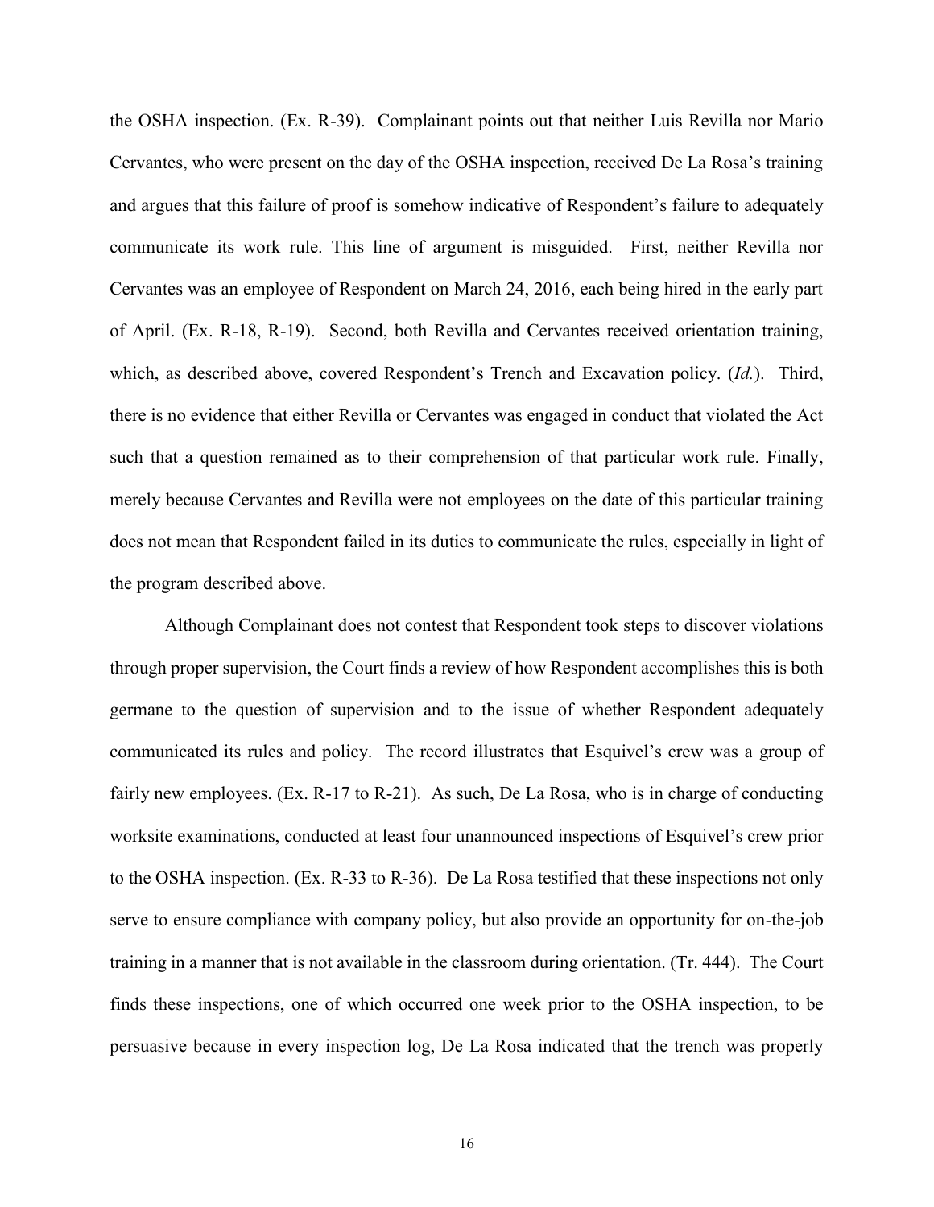the OSHA inspection. (Ex. R-39). Complainant points out that neither Luis Revilla nor Mario Cervantes, who were present on the day of the OSHA inspection, received De La Rosa's training and argues that this failure of proof is somehow indicative of Respondent's failure to adequately communicate its work rule. This line of argument is misguided. First, neither Revilla nor Cervantes was an employee of Respondent on March 24, 2016, each being hired in the early part of April. (Ex. R-18, R-19). Second, both Revilla and Cervantes received orientation training, which, as described above, covered Respondent's Trench and Excavation policy. (*Id.*). Third, there is no evidence that either Revilla or Cervantes was engaged in conduct that violated the Act such that a question remained as to their comprehension of that particular work rule. Finally, merely because Cervantes and Revilla were not employees on the date of this particular training does not mean that Respondent failed in its duties to communicate the rules, especially in light of the program described above.

Although Complainant does not contest that Respondent took steps to discover violations through proper supervision, the Court finds a review of how Respondent accomplishes this is both germane to the question of supervision and to the issue of whether Respondent adequately communicated its rules and policy. The record illustrates that Esquivel's crew was a group of fairly new employees. (Ex. R-17 to R-21). As such, De La Rosa, who is in charge of conducting worksite examinations, conducted at least four unannounced inspections of Esquivel's crew prior to the OSHA inspection. (Ex. R-33 to R-36). De La Rosa testified that these inspections not only serve to ensure compliance with company policy, but also provide an opportunity for on-the-job training in a manner that is not available in the classroom during orientation. (Tr. 444). The Court finds these inspections, one of which occurred one week prior to the OSHA inspection, to be persuasive because in every inspection log, De La Rosa indicated that the trench was properly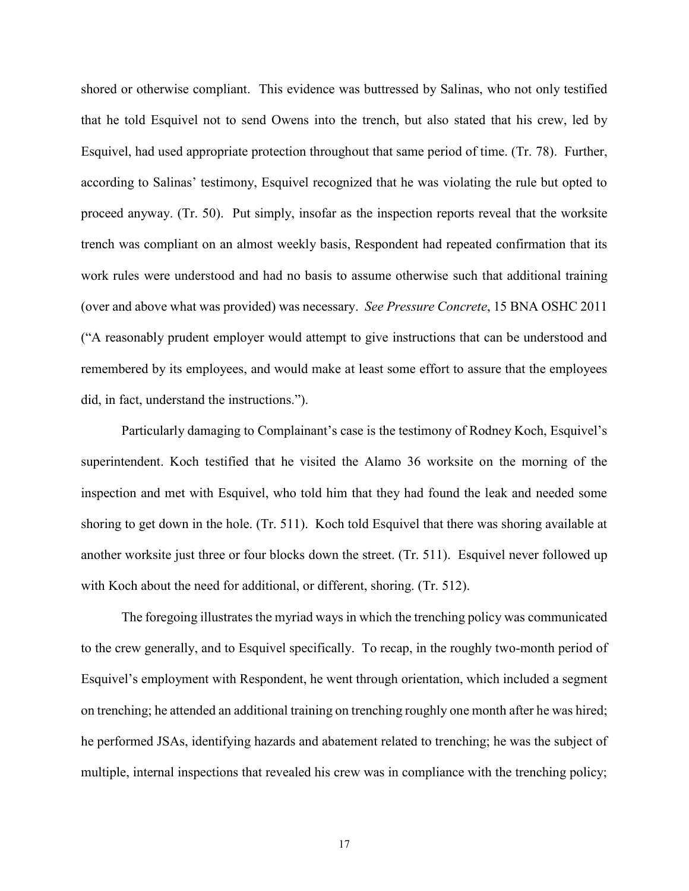shored or otherwise compliant. This evidence was buttressed by Salinas, who not only testified that he told Esquivel not to send Owens into the trench, but also stated that his crew, led by Esquivel, had used appropriate protection throughout that same period of time. (Tr. 78). Further, according to Salinas' testimony, Esquivel recognized that he was violating the rule but opted to proceed anyway. (Tr. 50). Put simply, insofar as the inspection reports reveal that the worksite trench was compliant on an almost weekly basis, Respondent had repeated confirmation that its work rules were understood and had no basis to assume otherwise such that additional training (over and above what was provided) was necessary. *See Pressure Concrete*, 15 BNA OSHC 2011 ("A reasonably prudent employer would attempt to give instructions that can be understood and remembered by its employees, and would make at least some effort to assure that the employees did, in fact, understand the instructions.").

Particularly damaging to Complainant's case is the testimony of Rodney Koch, Esquivel's superintendent. Koch testified that he visited the Alamo 36 worksite on the morning of the inspection and met with Esquivel, who told him that they had found the leak and needed some shoring to get down in the hole. (Tr. 511). Koch told Esquivel that there was shoring available at another worksite just three or four blocks down the street. (Tr. 511). Esquivel never followed up with Koch about the need for additional, or different, shoring. (Tr. 512).

The foregoing illustrates the myriad ways in which the trenching policy was communicated to the crew generally, and to Esquivel specifically. To recap, in the roughly two-month period of Esquivel's employment with Respondent, he went through orientation, which included a segment on trenching; he attended an additional training on trenching roughly one month after he was hired; he performed JSAs, identifying hazards and abatement related to trenching; he was the subject of multiple, internal inspections that revealed his crew was in compliance with the trenching policy;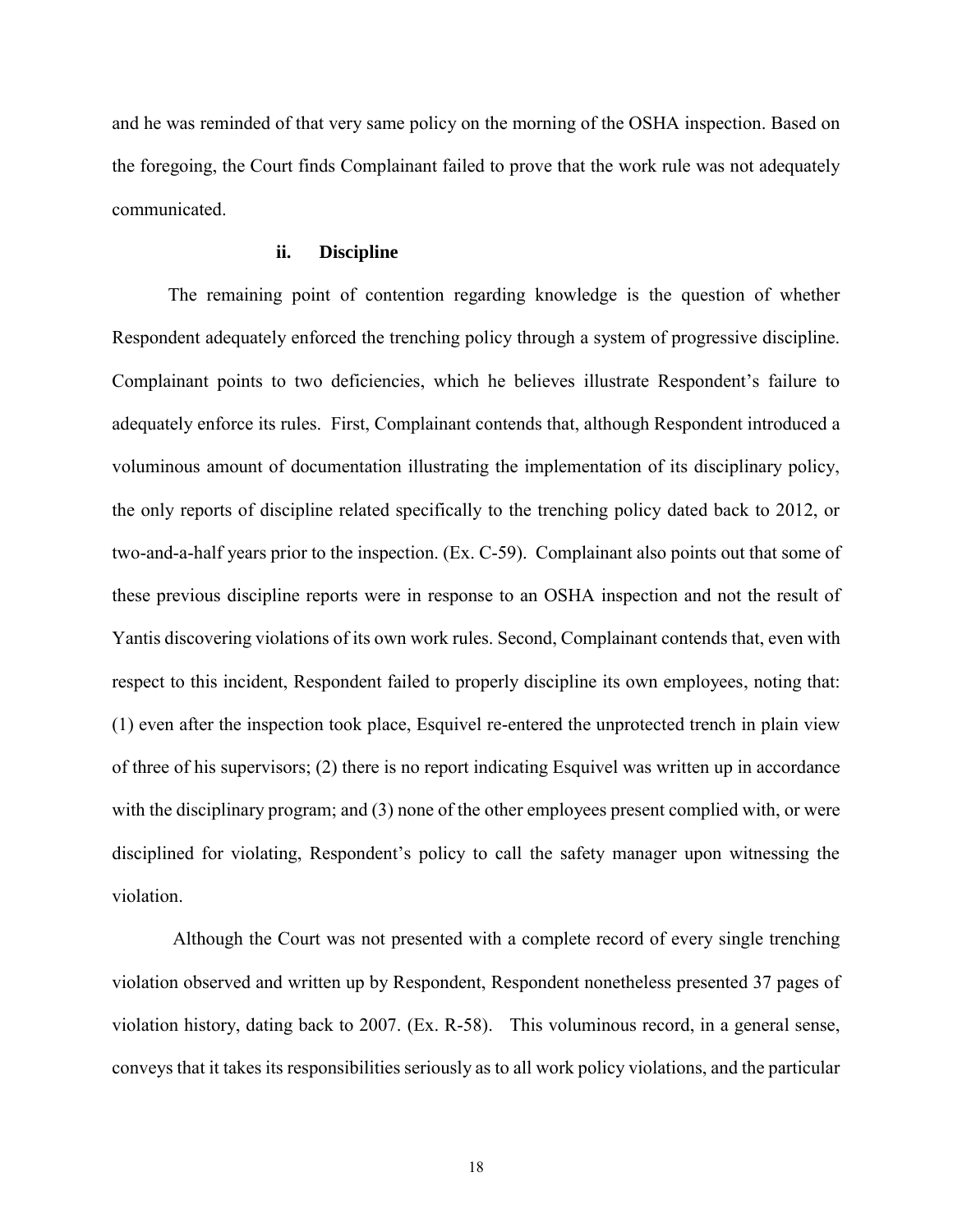and he was reminded of that very same policy on the morning of the OSHA inspection. Based on the foregoing, the Court finds Complainant failed to prove that the work rule was not adequately communicated.

#### ii. Discipline

The remaining point of contention regarding knowledge is the question of whether Respondent adequately enforced the trenching policy through a system of progressive discipline. Complainant points to two deficiencies, which he believes illustrate Respondent's failure to adequately enforce its rules. First, Complainant contends that, although Respondent introduced a voluminous amount of documentation illustrating the implementation of its disciplinary policy, the only reports of discipline related specifically to the trenching policy dated back to 2012, or two-and-a-half years prior to the inspection. (Ex. C-59). Complainant also points out that some of these previous discipline reports were in response to an OSHA inspection and not the result of Yantis discovering violations of its own work rules. Second, Complainant contends that, even with respect to this incident, Respondent failed to properly discipline its own employees, noting that: (1) even after the inspection took place, Esquivel re-entered the unprotected trench in plain view of three of his supervisors; (2) there is no report indicating Esquivel was written up in accordance with the disciplinary program; and (3) none of the other employees present complied with, or were disciplined for violating, Respondent's policy to call the safety manager upon witnessing the violation.

Although the Court was not presented with a complete record of every single trenching violation observed and written up by Respondent, Respondent nonetheless presented 37 pages of violation history, dating back to 2007. (Ex. R-58). This voluminous record, in a general sense, conveys that it takes its responsibilities seriously as to all work policy violations, and the particular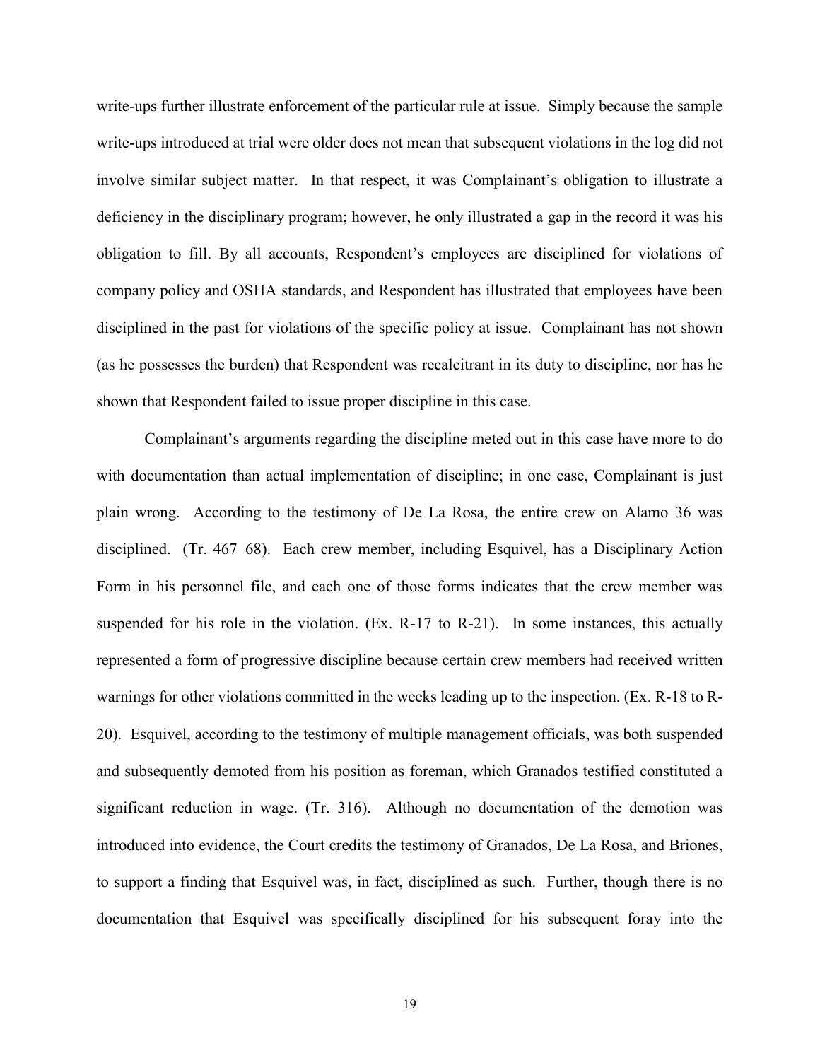write-ups further illustrate enforcement of the particular rule at issue. Simply because the sample write-ups introduced at trial were older does not mean that subsequent violations in the log did not involve similar subject matter. In that respect, it was Complainant's obligation to illustrate a deficiency in the disciplinary program; however, he only illustrated a gap in the record it was his obligation to fill. By all accounts, Respondent's employees are disciplined for violations of company policy and OSHA standards, and Respondent has illustrated that employees have been disciplined in the past for violations of the specific policy at issue. Complainant has not shown (as he possesses the burden) that Respondent was recalcitrant in its duty to discipline, nor has he shown that Respondent failed to issue proper discipline in this case.

Complainant's arguments regarding the discipline meted out in this case have more to do with documentation than actual implementation of discipline; in one case, Complainant is just plain wrong. According to the testimony of De La Rosa, the entire crew on Alamo 36 was disciplined. (Tr. 467–68). Each crew member, including Esquivel, has a Disciplinary Action Form in his personnel file, and each one of those forms indicates that the crew member was suspended for his role in the violation. (Ex. R-17 to R-21). In some instances, this actually represented a form of progressive discipline because certain crew members had received written warnings for other violations committed in the weeks leading up to the inspection. (Ex. R-18 to R-20). Esquivel, according to the testimony of multiple management officials, was both suspended and subsequently demoted from his position as foreman, which Granados testified constituted a significant reduction in wage. (Tr. 316). Although no documentation of the demotion was introduced into evidence, the Court credits the testimony of Granados, De La Rosa, and Briones, to support a finding that Esquivel was, in fact, disciplined as such. Further, though there is no documentation that Esquivel was specifically disciplined for his subsequent foray into the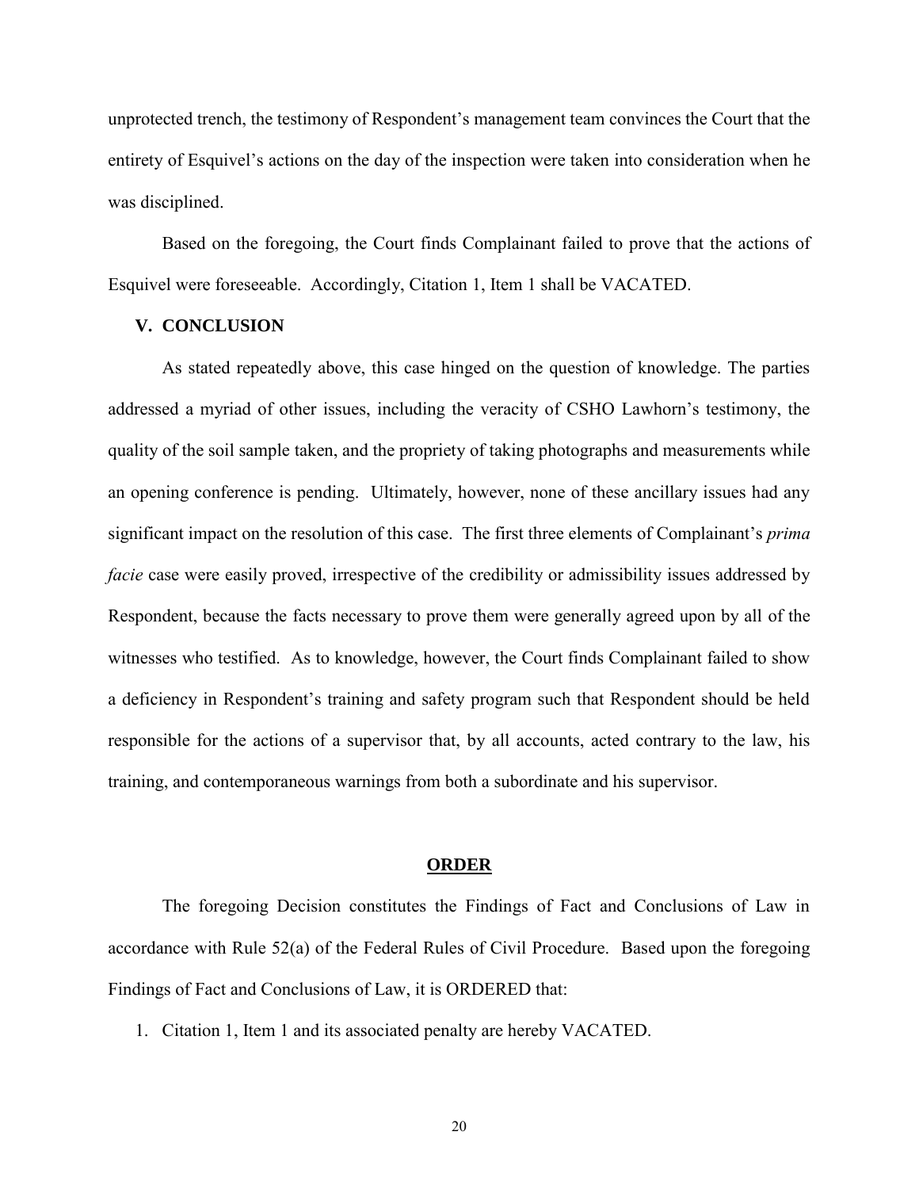unprotected trench, the testimony of Respondent's management team convinces the Court that the entirety of Esquivel's actions on the day of the inspection were taken into consideration when he was disciplined.

Based on the foregoing, the Court finds Complainant failed to prove that the actions of Esquivel were foreseeable. Accordingly, Citation 1, Item 1 shall be VACATED.

## V. CONCLUSION

As stated repeatedly above, this case hinged on the question of knowledge. The parties addressed a myriad of other issues, including the veracity of CSHO Lawhorn's testimony, the quality of the soil sample taken, and the propriety of taking photographs and measurements while an opening conference is pending. Ultimately, however, none of these ancillary issues had any significant impact on the resolution of this case. The first three elements of Complainant's *prima facie* case were easily proved, irrespective of the credibility or admissibility issues addressed by Respondent, because the facts necessary to prove them were generally agreed upon by all of the witnesses who testified. As to knowledge, however, the Court finds Complainant failed to show a deficiency in Respondent's training and safety program such that Respondent should be held responsible for the actions of a supervisor that, by all accounts, acted contrary to the law, his training, and contemporaneous warnings from both a subordinate and his supervisor.

## ORDER

The foregoing Decision constitutes the Findings of Fact and Conclusions of Law in accordance with Rule 52(a) of the Federal Rules of Civil Procedure. Based upon the foregoing Findings of Fact and Conclusions of Law, it is ORDERED that:

1. Citation 1, Item 1 and its associated penalty are hereby VACATED.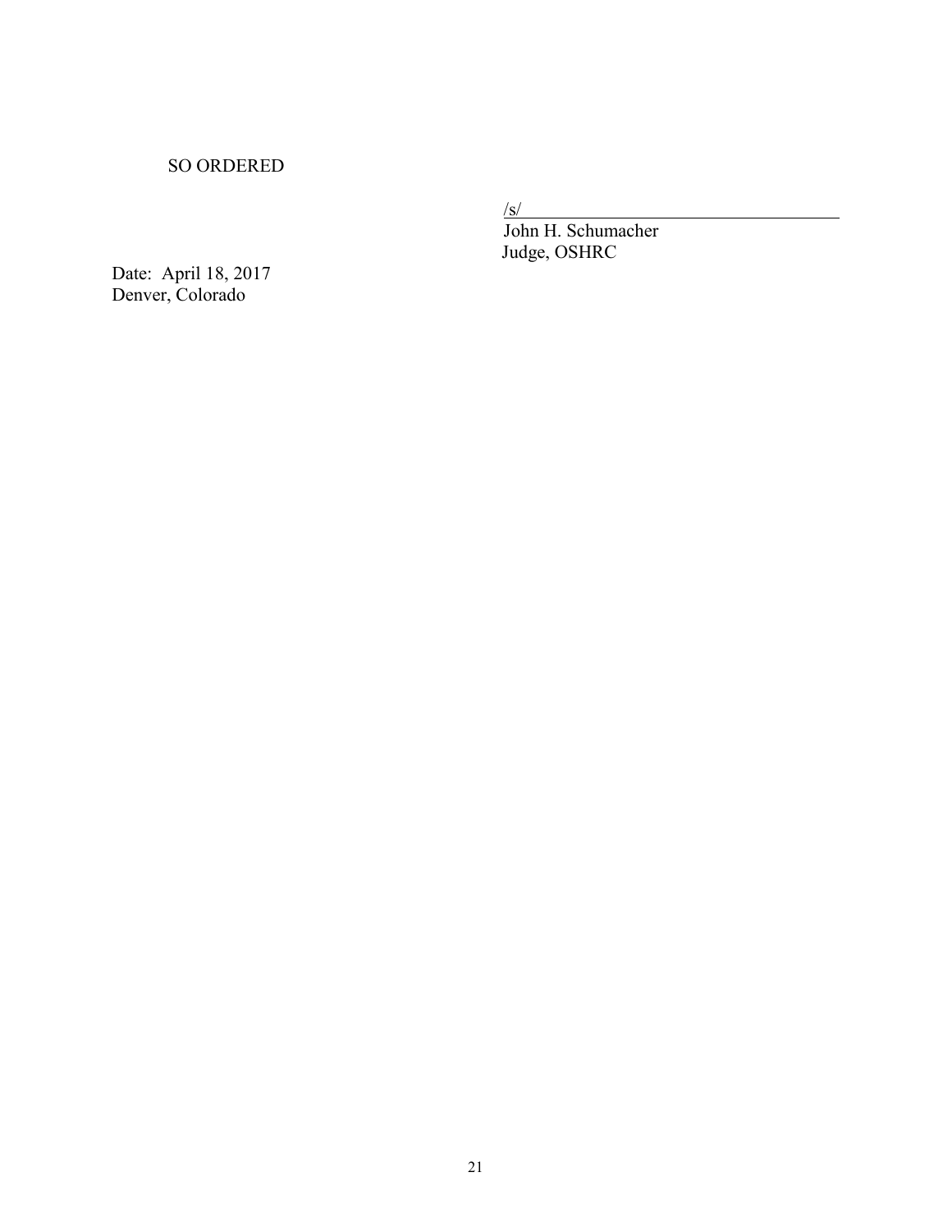SO ORDERED

/s/
John H. Schumacher
Judge, OSHRC

Date: April 18, 2017
Denver, Colorado